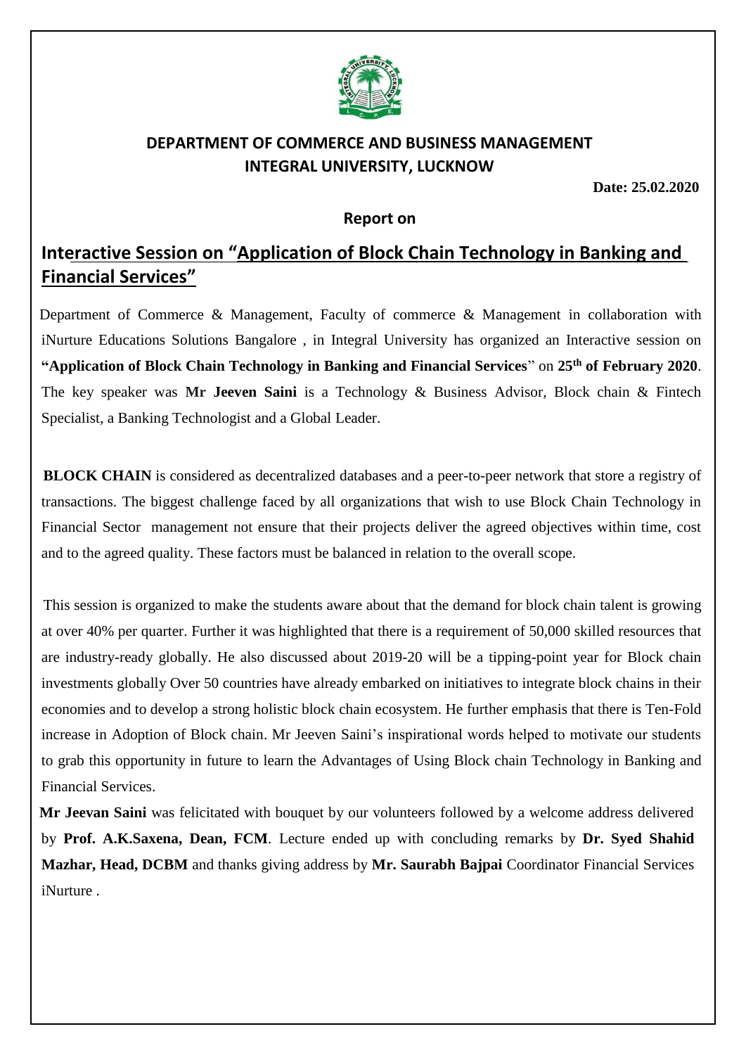## DEPARTMENT OF COMMERCE AND BUSINESS MANAGEMENT
## INTEGRAL UNIVERSITY, LUCKNOW

**Date: 25.02.2020**

**Report on**

# Interactive Session on "Application of Block Chain Technology in Banking and Financial Services"

Department of Commerce & Management, Faculty of commerce & Management in collaboration with iNurture Educations Solutions Bangalore , in Integral University has organized an Interactive session on **"Application of Block Chain Technology in Banking and Financial Services**" on **25th of February 2020**. The key speaker was **Mr Jeeven Saini** is a Technology & Business Advisor, Block chain & Fintech Specialist, a Banking Technologist and a Global Leader.

**BLOCK CHAIN** is considered as decentralized databases and a peer-to-peer network that store a registry of transactions. The biggest challenge faced by all organizations that wish to use Block Chain Technology in Financial Sector management not ensure that their projects deliver the agreed objectives within time, cost and to the agreed quality. These factors must be balanced in relation to the overall scope.

This session is organized to make the students aware about that the demand for block chain talent is growing at over 40% per quarter. Further it was highlighted that there is a requirement of 50,000 skilled resources that are industry-ready globally. He also discussed about 2019-20 will be a tipping-point year for Block chain investments globally Over 50 countries have already embarked on initiatives to integrate block chains in their economies and to develop a strong holistic block chain ecosystem. He further emphasis that there is Ten-Fold increase in Adoption of Block chain. Mr Jeeven Saini's inspirational words helped to motivate our students to grab this opportunity in future to learn the Advantages of Using Block chain Technology in Banking and Financial Services.

**Mr Jeevan Saini** was felicitated with bouquet by our volunteers followed by a welcome address delivered by **Prof. A.K.Saxena, Dean, FCM**. Lecture ended up with concluding remarks by **Dr. Syed Shahid Mazhar, Head, DCBM** and thanks giving address by **Mr. Saurabh Bajpai** Coordinator Financial Services iNurture .